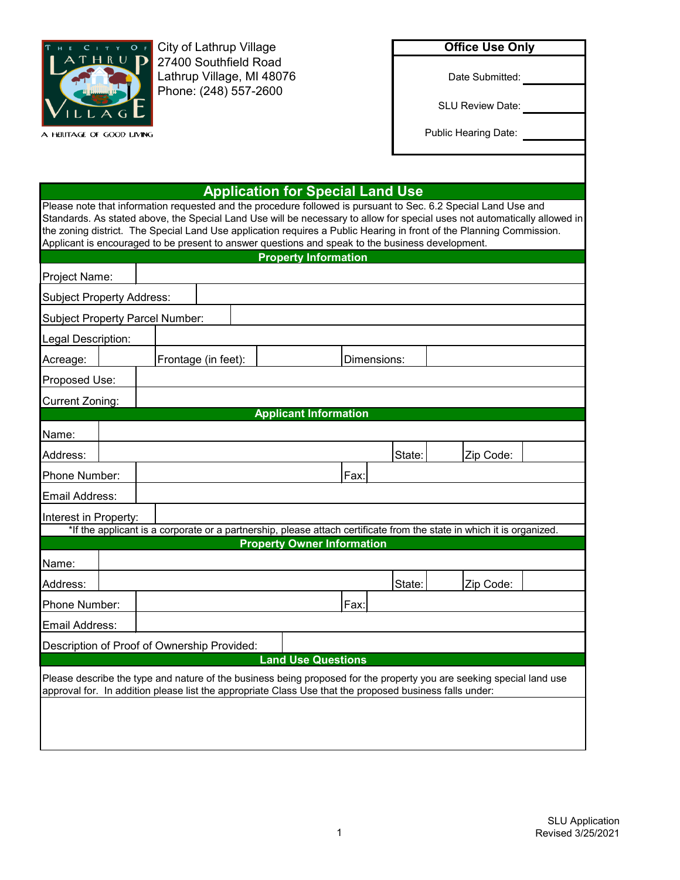City of Lathrup Village
27400 Southfield Road
Lathrup Village, MI 48076
Phone: (248) 557-2600

A HERITAGE OF GOOD LIVING

| Office Use Only | |
|---|---|
| Date Submitted: | |
| SLU Review Date: | |
| Public Hearing Date: | |

# Application for Special Land Use

Please note that information requested and the procedure followed is pursuant to Sec. 6.2 Special Land Use and Standards. As stated above, the Special Land Use will be necessary to allow for special uses not automatically allowed in the zoning district. The Special Land Use application requires a Public Hearing in front of the Planning Commission. Applicant is encouraged to be present to answer questions and speak to the business development.

## Property Information

| | | | | | |
|---|---|---|---|---|---|
| Project Name: | | | | | |
| Subject Property Address: | | | | | |
| Subject Property Parcel Number: | | | | | |
| Legal Description: | | | | | |
| Acreage: | | Frontage (in feet): | | Dimensions: | |
| Proposed Use: | | | | | |
| Current Zoning: | | | | | |

## Applicant Information

| | | | | | |
|---|---|---|---|---|---|
| Name: | | | | | |
| Address: | | State: | | Zip Code: | |
| Phone Number: | | Fax: | | | |
| Email Address: | | | | | |
| Interest in Property: | | | | | |

*If the applicant is a corporate or a partnership, please attach certificate from the state in which it is organized.

## Property Owner Information

| | | | | | |
|---|---|---|---|---|---|
| Name: | | | | | |
| Address: | | State: | | Zip Code: | |
| Phone Number: | | Fax: | | | |
| Email Address: | | | | | |
| Description of Proof of Ownership Provided: | | | | | |

## Land Use Questions

Please describe the type and nature of the business being proposed for the property you are seeking special land use approval for. In addition please list the appropriate Class Use that the proposed business falls under:

SLU Application
Revised 3/25/2021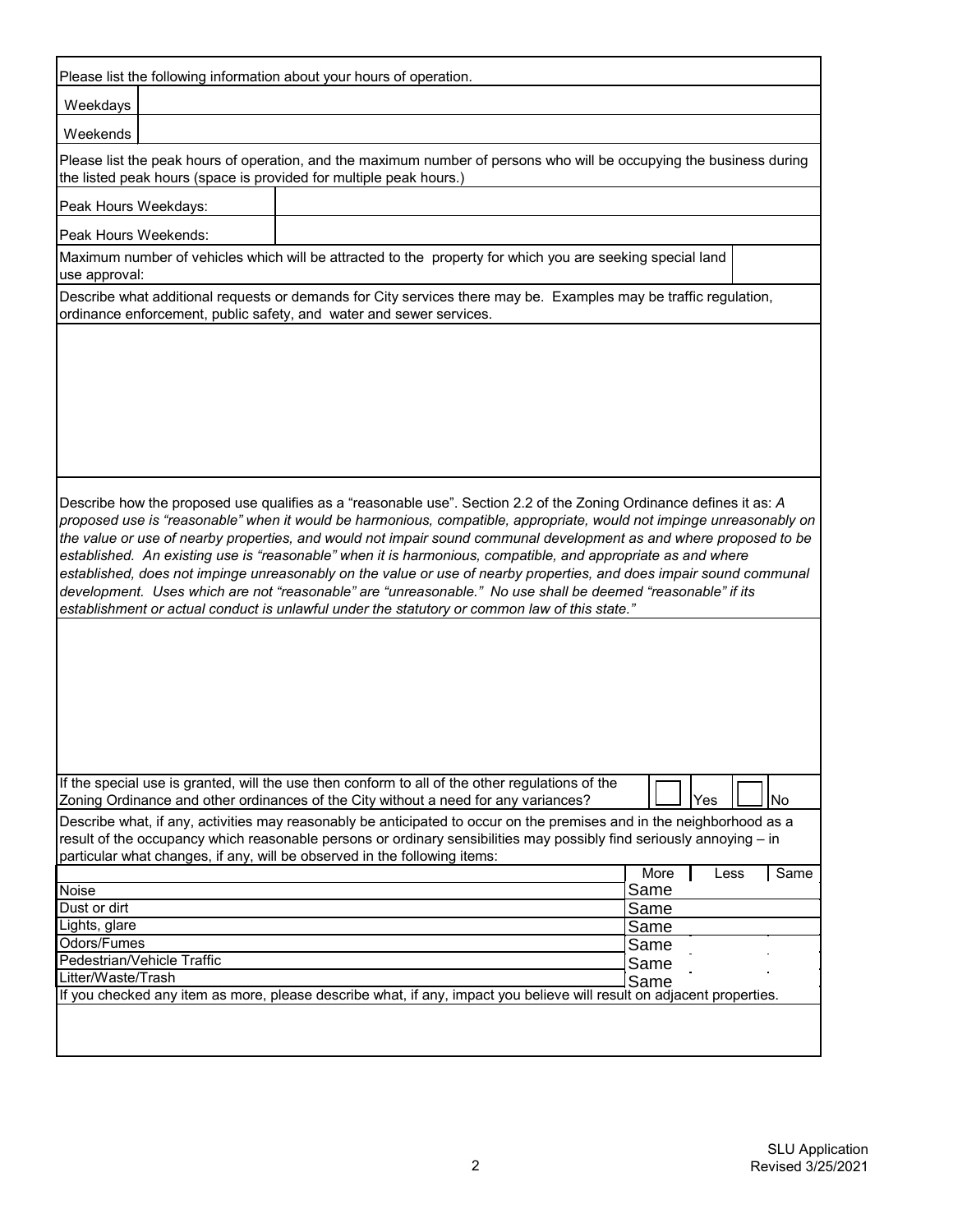Please list the following information about your hours of operation.

| Weekdays | |
|---|---|
| Weekends | |

Please list the peak hours of operation, and the maximum number of persons who will be occupying the business during the listed peak hours (space is provided for multiple peak hours.)

| Peak Hours Weekdays: | |
|---|---|
| Peak Hours Weekends: | |

Maximum number of vehicles which will be attracted to the property for which you are seeking special land use approval:

Describe what additional requests or demands for City services there may be. Examples may be traffic regulation, ordinance enforcement, public safety, and water and sewer services.

Describe how the proposed use qualifies as a "reasonable use". Section 2.2 of the Zoning Ordinance defines it as: *A proposed use is "reasonable" when it would be harmonious, compatible, appropriate, would not impinge unreasonably on the value or use of nearby properties, and would not impair sound communal development as and where proposed to be established. An existing use is "reasonable" when it is harmonious, compatible, and appropriate as and where established, does not impinge unreasonably on the value or use of nearby properties, and does impair sound communal development. Uses which are not "reasonable" are "unreasonable." No use shall be deemed "reasonable" if its establishment or actual conduct is unlawful under the statutory or common law of this state."*

If the special use is granted, will the use then conform to all of the other regulations of the Zoning Ordinance and other ordinances of the City without a need for any variances? ☐ Yes ☐ No

Describe what, if any, activities may reasonably be anticipated to occur on the premises and in the neighborhood as a result of the occupancy which reasonable persons or ordinary sensibilities may possibly find seriously annoying – in particular what changes, if any, will be observed in the following items:

| | More | Less | Same |
|---|---|---|---|
| Noise | Same | | |
| Dust or dirt | Same | | |
| Lights, glare | Same | | |
| Odors/Fumes | Same | | |
| Pedestrian/Vehicle Traffic | Same | | |
| Litter/Waste/Trash | Same | | |

If you checked any item as more, please describe what, if any, impact you believe will result on adjacent properties.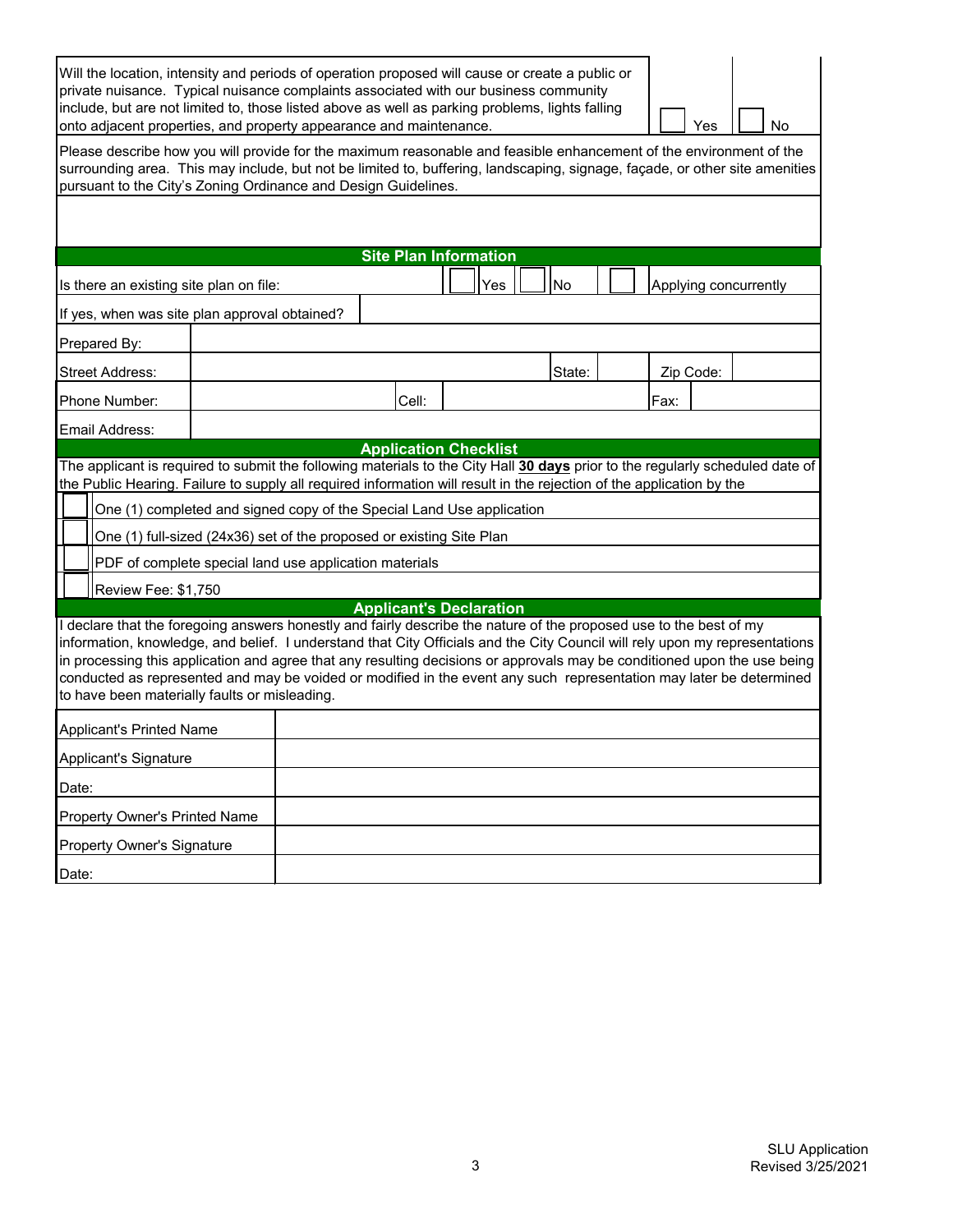| | | |
|---|---|---|
| Will the location, intensity and periods of operation proposed will cause or create a public or private nuisance. Typical nuisance complaints associated with our business community include, but are not limited to, those listed above as well as parking problems, lights falling onto adjacent properties, and property appearance and maintenance. | ☐ Yes | ☐ No |

Please describe how you will provide for the maximum reasonable and feasible enhancement of the environment of the surrounding area. This may include, but not be limited to, buffering, landscaping, signage, façade, or other site amenities pursuant to the City's Zoning Ordinance and Design Guidelines.

## Site Plan Information

| | | | | | | |
|---|---|---|---|---|---|---|
| Is there an existing site plan on file: | ☐ Yes | ☐ No | ☐ Applying concurrently | | | |
| If yes, when was site plan approval obtained? | | | | | | |
| Prepared By: | | | | | | |
| Street Address: | | State: | | Zip Code: | | |
| Phone Number: | | Cell: | | Fax: | | |
| Email Address: | | | | | | |

## Application Checklist

The applicant is required to submit the following materials to the City Hall **30 days** prior to the regularly scheduled date of the Public Hearing. Failure to supply all required information will result in the rejection of the application by the

- ☐ One (1) completed and signed copy of the Special Land Use application
- ☐ One (1) full-sized (24x36) set of the proposed or existing Site Plan
- ☐ PDF of complete special land use application materials
- ☐ Review Fee: $1,750

## Applicant's Declaration

I declare that the foregoing answers honestly and fairly describe the nature of the proposed use to the best of my information, knowledge, and belief. I understand that City Officials and the City Council will rely upon my representations in processing this application and agree that any resulting decisions or approvals may be conditioned upon the use being conducted as represented and may be voided or modified in the event any such representation may later be determined to have been materially faults or misleading.

| | |
|---|---|
| Applicant's Printed Name | |
| Applicant's Signature | |
| Date: | |
| Property Owner's Printed Name | |
| Property Owner's Signature | |
| Date: | |

SLU Application
Revised 3/25/2021